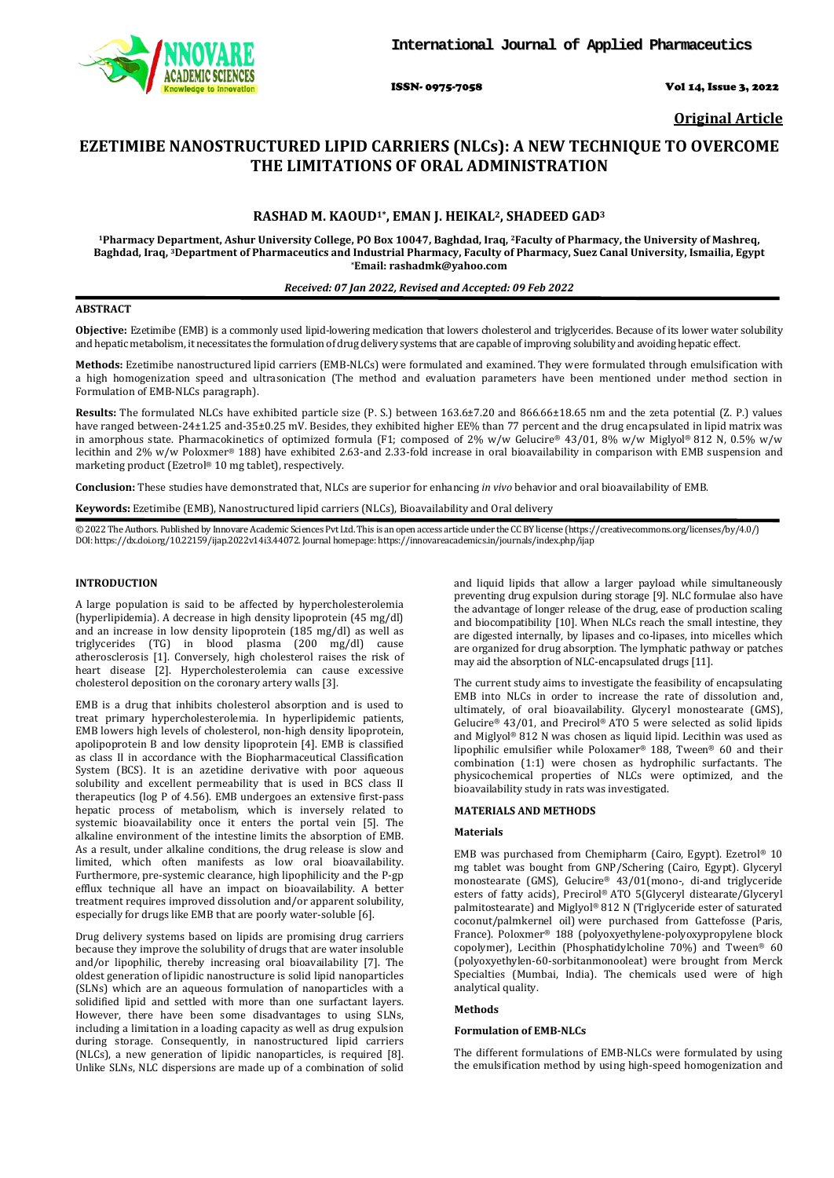**Original Article**

# EZETIMIBE NANOSTRUCTURED LIPID CARRIERS (NLCs): A NEW TECHNIQUE TO OVERCOME THE LIMITATIONS OF ORAL ADMINISTRATION

**RASHAD M. KAOUD[1*], EMAN J. HEIKAL[2], SHADEED GAD[3]**

**[1]Pharmacy Department, Ashur University College, PO Box 10047, Baghdad, Iraq, [2]Faculty of Pharmacy, the University of Mashreq, Baghdad, Iraq, [3]Department of Pharmaceutics and Industrial Pharmacy, Faculty of Pharmacy, Suez Canal University, Ismailia, Egypt**
**[*]Email: rashadmk@yahoo.com**

***Received: 07 Jan 2022, Revised and Accepted: 09 Feb 2022***

## ABSTRACT

**Objective:** Ezetimibe (EMB) is a commonly used lipid-lowering medication that lowers cholesterol and triglycerides. Because of its lower water solubility and hepatic metabolism, it necessitates the formulation of drug delivery systems that are capable of improving solubility and avoiding hepatic effect.

**Methods:** Ezetimibe nanostructured lipid carriers (EMB-NLCs) were formulated and examined. They were formulated through emulsification with a high homogenization speed and ultrasonication (The method and evaluation parameters have been mentioned under method section in Formulation of EMB-NLCs paragraph).

**Results:** The formulated NLCs have exhibited particle size (P. S.) between 163.6±7.20 and 866.66±18.65 nm and the zeta potential (Z. P.) values have ranged between-24±1.25 and-35±0.25 mV. Besides, they exhibited higher EE% than 77 percent and the drug encapsulated in lipid matrix was in amorphous state. Pharmacokinetics of optimized formula (F1; composed of 2% w/w Gelucire® 43/01, 8% w/w Miglyol® 812 N, 0.5% w/w lecithin and 2% w/w Poloxmer® 188) have exhibited 2.63-and 2.33-fold increase in oral bioavailability in comparison with EMB suspension and marketing product (Ezetrol® 10 mg tablet), respectively.

**Conclusion:** These studies have demonstrated that, NLCs are superior for enhancing *in vivo* behavior and oral bioavailability of EMB.

**Keywords:** Ezetimibe (EMB), Nanostructured lipid carriers (NLCs), Bioavailability and Oral delivery

© 2022 The Authors. Published by Innovare Academic Sciences Pvt Ltd. This is an open access article under the CC BY license (https://creativecommons.org/licenses/by/4.0/)
DOI: https://dx.doi.org/10.22159/ijap.2022v14i3.44072. Journal homepage: https://innovareacademics.in/journals/index.php/ijap

## INTRODUCTION

A large population is said to be affected by hypercholesterolemia (hyperlipidemia). A decrease in high density lipoprotein (45 mg/dl) and an increase in low density lipoprotein (185 mg/dl) as well as triglycerides (TG) in blood plasma (200 mg/dl) cause atherosclerosis [1]. Conversely, high cholesterol raises the risk of heart disease [2]. Hypercholesterolemia can cause excessive cholesterol deposition on the coronary artery walls [3].

EMB is a drug that inhibits cholesterol absorption and is used to treat primary hypercholesterolemia. In hyperlipidemic patients, EMB lowers high levels of cholesterol, non-high density lipoprotein, apolipoprotein B and low density lipoprotein [4]. EMB is classified as class II in accordance with the Biopharmaceutical Classification System (BCS). It is an azetidine derivative with poor aqueous solubility and excellent permeability that is used in BCS class II therapeutics (log P of 4.56). EMB undergoes an extensive first-pass hepatic process of metabolism, which is inversely related to systemic bioavailability once it enters the portal vein [5]. The alkaline environment of the intestine limits the absorption of EMB. As a result, under alkaline conditions, the drug release is slow and limited, which often manifests as low oral bioavailability. Furthermore, pre-systemic clearance, high lipophilicity and the P-gp efflux technique all have an impact on bioavailability. A better treatment requires improved dissolution and/or apparent solubility, especially for drugs like EMB that are poorly water-soluble [6].

Drug delivery systems based on lipids are promising drug carriers because they improve the solubility of drugs that are water insoluble and/or lipophilic, thereby increasing oral bioavailability [7]. The oldest generation of lipidic nanostructure is solid lipid nanoparticles (SLNs) which are an aqueous formulation of nanoparticles with a solidified lipid and settled with more than one surfactant layers. However, there have been some disadvantages to using SLNs, including a limitation in a loading capacity as well as drug expulsion during storage. Consequently, in nanostructured lipid carriers (NLCs), a new generation of lipidic nanoparticles, is required [8]. Unlike SLNs, NLC dispersions are made up of a combination of solid and liquid lipids that allow a larger payload while simultaneously preventing drug expulsion during storage [9]. NLC formulae also have the advantage of longer release of the drug, ease of production scaling and biocompatibility [10]. When NLCs reach the small intestine, they are digested internally, by lipases and co-lipases, into micelles which are organized for drug absorption. The lymphatic pathway or patches may aid the absorption of NLC-encapsulated drugs [11].

The current study aims to investigate the feasibility of encapsulating EMB into NLCs in order to increase the rate of dissolution and, ultimately, of oral bioavailability. Glyceryl monostearate (GMS), Gelucire® 43/01, and Precirol® ATO 5 were selected as solid lipids and Miglyol® 812 N was chosen as liquid lipid. Lecithin was used as lipophilic emulsifier while Poloxamer® 188, Tween® 60 and their combination (1:1) were chosen as hydrophilic surfactants. The physicochemical properties of NLCs were optimized, and the bioavailability study in rats was investigated.

## MATERIALS AND METHODS

### Materials

EMB was purchased from Chemipharm (Cairo, Egypt). Ezetrol® 10 mg tablet was bought from GNP/Schering (Cairo, Egypt). Glyceryl monostearate (GMS), Gelucire® 43/01(mono-, di-and triglyceride esters of fatty acids), Precirol® ATO 5(Glyceryl distearate/Glyceryl palmitostearate) and Miglyol® 812 N (Triglyceride ester of saturated coconut/palmkernel oil) were purchased from Gattefosse (Paris, France). Poloxmer® 188 (polyoxyethylene-polyoxypropylene block copolymer), Lecithin (Phosphatidylcholine 70%) and Tween® 60 (polyoxyethylen-60-sorbitanmonooleat) were brought from Merck Specialties (Mumbai, India). The chemicals used were of high analytical quality.

### Methods

#### Formulation of EMB-NLCs

The different formulations of EMB-NLCs were formulated by using the emulsification method by using high-speed homogenization and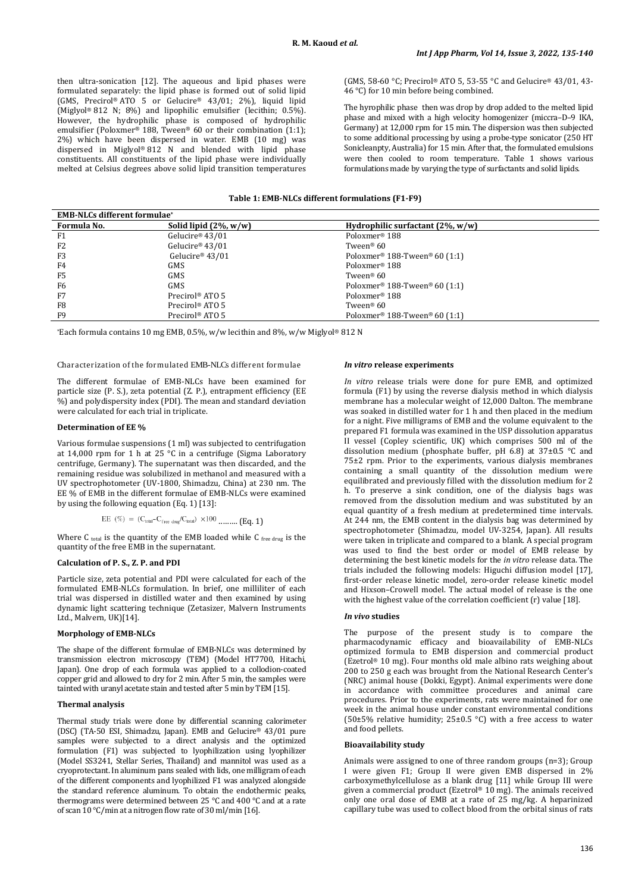then ultra-sonication [12]. The aqueous and lipid phases were formulated separately: the lipid phase is formed out of solid lipid (GMS, Precirol® ATO 5 or Gelucire® 43/01; 2%), liquid lipid (Miglyol® 812 N; 8%) and lipophilic emulsifier (lecithin; 0.5%). However, the hydrophilic phase is composed of hydrophilic emulsifier (Poloxmer® 188, Tween® 60 or their combination (1:1); 2%) which have been dispersed in water. EMB (10 mg) was dispersed in Miglyol® 812 N and blended with lipid phase constituents. All constituents of the lipid phase were individually melted at Celsius degrees above solid lipid transition temperatures (GMS, 58-60 °C; Precirol® ATO 5, 53-55 °C and Gelucire® 43/01, 43-46 °C) for 10 min before being combined.

The hyrophilic phase then was drop by drop added to the melted lipid phase and mixed with a high velocity homogenizer (miccra–D–9 IKA, Germany) at 12,000 rpm for 15 min. The dispersion was then subjected to some additional processing by using a probe-type sonicator (250 HT Sonicleanpty, Australia) for 15 min. After that, the formulated emulsions were then cooled to room temperature. Table 1 shows various formulations made by varying the type of surfactants and solid lipids.

**Table 1: EMB-NLCs different formulations (F1-F9)**

| **EMB-NLCs different formulae*** | | |
|---|---|---|
| **Formula No.** | **Solid lipid (2%, w/w)** | **Hydrophilic surfactant (2%, w/w)** |
| F1 | Gelucire® 43/01 | Poloxmer® 188 |
| F2 | Gelucire® 43/01 | Tween® 60 |
| F3 | Gelucire® 43/01 | Poloxmer® 188-Tween® 60 (1:1) |
| F4 | GMS | Poloxmer® 188 |
| F5 | GMS | Tween® 60 |
| F6 | GMS | Poloxmer® 188-Tween® 60 (1:1) |
| F7 | Precirol® ATO 5 | Poloxmer® 188 |
| F8 | Precirol® ATO 5 | Tween® 60 |
| F9 | Precirol® ATO 5 | Poloxmer® 188-Tween® 60 (1:1) |

*Each formula contains 10 mg EMB, 0.5%, w/w lecithin and 8%, w/w Miglyol® 812 N

Characterization of the formulated EMB-NLCs different formulae

The different formulae of EMB-NLCs have been examined for particle size (P. S.), zeta potential (Z. P.), entrapment efficiency (EE %) and polydispersity index (PDI). The mean and standard deviation were calculated for each trial in triplicate.

**Determination of EE %**

Various formulae suspensions (1 ml) was subjected to centrifugation at 14,000 rpm for 1 h at 25 °C in a centrifuge (Sigma Laboratory centrifuge, Germany). The supernatant was then discarded, and the remaining residue was solubilized in methanol and measured with a UV spectrophotometer (UV-1800, Shimadzu, China) at 230 nm. The EE % of EMB in the different formulae of EMB-NLCs were examined by using the following equation (Eq. 1) [13]:

$$\text{EE }(\%) = (C_{total} - C_{free\ drug}/C_{total}) \times 100 \text{ ......... (Eq. 1)}$$

Where $C_{total}$ is the quantity of the EMB loaded while $C_{free\ drug}$ is the quantity of the free EMB in the supernatant.

**Calculation of P. S., Z. P. and PDI**

Particle size, zeta potential and PDI were calculated for each of the formulated EMB-NLCs formulation. In brief, one milliliter of each trial was dispersed in distilled water and then examined by using dynamic light scattering technique (Zetasizer, Malvern Instruments Ltd., Malvern, UK)[14].

**Morphology of EMB-NLCs**

The shape of the different formulae of EMB-NLCs was determined by transmission electron microscopy (TEM) (Model HT7700, Hitachi, Japan). One drop of each formula was applied to a collodion-coated copper grid and allowed to dry for 2 min. After 5 min, the samples were tainted with uranyl acetate stain and tested after 5 min by TEM [15].

**Thermal analysis**

Thermal study trials were done by differential scanning calorimeter (DSC) (TA-50 ESI, Shimadzu, Japan). EMB and Gelucire® 43/01 pure samples were subjected to a direct analysis and the optimized formulation (F1) was subjected to lyophilization using lyophilizer (Model SS3241, Stellar Series, Thailand) and mannitol was used as a cryoprotectant. In aluminum pans sealed with lids, one milligram of each of the different components and lyophilized F1 was analyzed alongside the standard reference aluminum. To obtain the endothermic peaks, thermograms were determined between 25 °C and 400 °C and at a rate of scan 10 °C/min at a nitrogen flow rate of 30 ml/min [16].

***In vitro* release experiments**

*In vitro* release trials were done for pure EMB, and optimized formula (F1) by using the reverse dialysis method in which dialysis membrane has a molecular weight of 12,000 Dalton. The membrane was soaked in distilled water for 1 h and then placed in the medium for a night. Five milligrams of EMB and the volume equivalent to the prepared F1 formula was examined in the USP dissolution apparatus II vessel (Copley scientific, UK) which comprises 500 ml of the dissolution medium (phosphate buffer, pH 6.8) at 37±0.5 °C and 75±2 rpm. Prior to the experiments, various dialysis membranes containing a small quantity of the dissolution medium were equilibrated and previously filled with the dissolution medium for 2 h. To preserve a sink condition, one of the dialysis bags was removed from the dissolution medium and was substituted by an equal quantity of a fresh medium at predetermined time intervals. At 244 nm, the EMB content in the dialysis bag was determined by spectrophotometer (Shimadzu, model UV-3254, Japan). All results were taken in triplicate and compared to a blank. A special program was used to find the best order or model of EMB release by determining the best kinetic models for the *in vitro* release data. The trials included the following models: Higuchi diffusion model [17], first-order release kinetic model, zero-order release kinetic model and Hixson–Crowell model. The actual model of release is the one with the highest value of the correlation coefficient (r) value [18].

***In vivo* studies**

The purpose of the present study is to compare the pharmacodynamic efficacy and bioavailability of EMB-NLCs optimized formula to EMB dispersion and commercial product (Ezetrol® 10 mg). Four months old male albino rats weighing about 200 to 250 g each was brought from the National Research Center's (NRC) animal house (Dokki, Egypt). Animal experiments were done in accordance with committee procedures and animal care procedures. Prior to the experiments, rats were maintained for one week in the animal house under constant environmental conditions (50±5% relative humidity; 25±0.5 °C) with a free access to water and food pellets.

**Bioavailability study**

Animals were assigned to one of three random groups (n=3); Group I were given F1; Group II were given EMB dispersed in 2% carboxymethylcellulose as a blank drug [11] while Group III were given a commercial product (Ezetrol® 10 mg). The animals received only one oral dose of EMB at a rate of 25 mg/kg. A heparinized capillary tube was used to collect blood from the orbital sinus of rats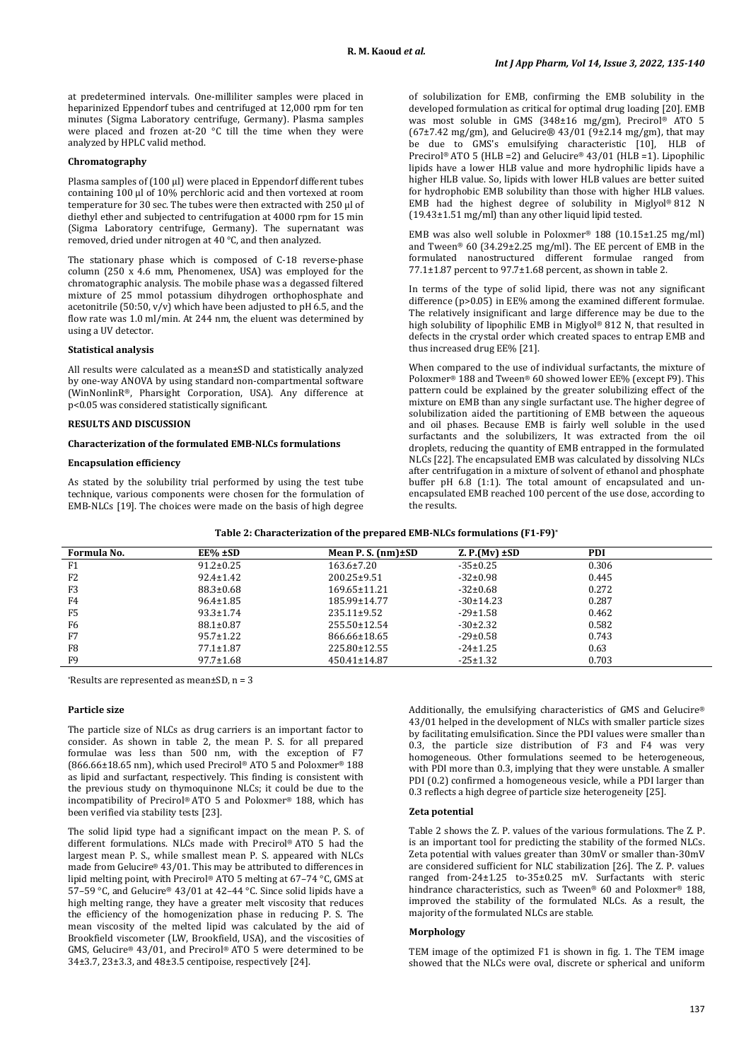at predetermined intervals. One-milliliter samples were placed in heparinized Eppendorf tubes and centrifuged at 12,000 rpm for ten minutes (Sigma Laboratory centrifuge, Germany). Plasma samples were placed and frozen at-20 °C till the time when they were analyzed by HPLC valid method.

### Chromatography

Plasma samples of (100 µl) were placed in Eppendorf different tubes containing 100 µl of 10% perchloric acid and then vortexed at room temperature for 30 sec. The tubes were then extracted with 250 µl of diethyl ether and subjected to centrifugation at 4000 rpm for 15 min (Sigma Laboratory centrifuge, Germany). The supernatant was removed, dried under nitrogen at 40 °C, and then analyzed.

The stationary phase which is composed of C-18 reverse-phase column (250 x 4.6 mm, Phenomenex, USA) was employed for the chromatographic analysis. The mobile phase was a degassed filtered mixture of 25 mmol potassium dihydrogen orthophosphate and acetonitrile (50:50, v/v) which have been adjusted to pH 6.5, and the flow rate was 1.0 ml/min. At 244 nm, the eluent was determined by using a UV detector.

### Statistical analysis

All results were calculated as a mean±SD and statistically analyzed by one-way ANOVA by using standard non-compartmental software (WinNonlinR®, Pharsight Corporation, USA). Any difference at $p<0.05$ was considered statistically significant.

## RESULTS AND DISCUSSION

### Characterization of the formulated EMB-NLCs formulations

### Encapsulation efficiency

As stated by the solubility trial performed by using the test tube technique, various components were chosen for the formulation of EMB-NLCs [19]. The choices were made on the basis of high degree of solubilization for EMB, confirming the EMB solubility in the developed formulation as critical for optimal drug loading [20]. EMB was most soluble in GMS (348±16 mg/gm), Precirol® ATO 5 (67±7.42 mg/gm), and Gelucire® 43/01 (9±2.14 mg/gm), that may be due to GMS's emulsifying characteristic [10], HLB of Precirol® ATO 5 (HLB =2) and Gelucire® 43/01 (HLB =1). Lipophilic lipids have a lower HLB value and more hydrophilic lipids have a higher HLB value. So, lipids with lower HLB values are better suited for hydrophobic EMB solubility than those with higher HLB values. EMB had the highest degree of solubility in Miglyol® 812 N (19.43±1.51 mg/ml) than any other liquid lipid tested.

EMB was also well soluble in Poloxmer® 188 (10.15±1.25 mg/ml) and Tween® 60 (34.29±2.25 mg/ml). The EE percent of EMB in the formulated nanostructured different formulae ranged from 77.1±1.87 percent to 97.7±1.68 percent, as shown in table 2.

In terms of the type of solid lipid, there was not any significant difference ($p>0.05$) in EE% among the examined different formulae. The relatively insignificant and large difference may be due to the high solubility of lipophilic EMB in Miglyol® 812 N, that resulted in defects in the crystal order which created spaces to entrap EMB and thus increased drug EE% [21].

When compared to the use of individual surfactants, the mixture of Poloxmer® 188 and Tween® 60 showed lower EE% (except F9). This pattern could be explained by the greater solubilizing effect of the mixture on EMB than any single surfactant use. The higher degree of solubilization aided the partitioning of EMB between the aqueous and oil phases. Because EMB is fairly well soluble in the used surfactants and the solubilizers, It was extracted from the oil droplets, reducing the quantity of EMB entrapped in the formulated NLCs [22]. The encapsulated EMB was calculated by dissolving NLCs after centrifugation in a mixture of solvent of ethanol and phosphate buffer pH 6.8 (1:1). The total amount of encapsulated and un-encapsulated EMB reached 100 percent of the use dose, according to the results.

**Table 2: Characterization of the prepared EMB-NLCs formulations (F1-F9)***

| Formula No. | EE% ±SD | Mean P. S. (nm)±SD | Z. P.(Mv) ±SD | PDI |
|---|---|---|---|---|
| F1 | 91.2±0.25 | 163.6±7.20 | -35±0.25 | 0.306 |
| F2 | 92.4±1.42 | 200.25±9.51 | -32±0.98 | 0.445 |
| F3 | 88.3±0.68 | 169.65±11.21 | -32±0.68 | 0.272 |
| F4 | 96.4±1.85 | 185.99±14.77 | -30±14.23 | 0.287 |
| F5 | 93.3±1.74 | 235.11±9.52 | -29±1.58 | 0.462 |
| F6 | 88.1±0.87 | 255.50±12.54 | -30±2.32 | 0.582 |
| F7 | 95.7±1.22 | 866.66±18.65 | -29±0.58 | 0.743 |
| F8 | 77.1±1.87 | 225.80±12.55 | -24±1.25 | 0.63 |
| F9 | 97.7±1.68 | 450.41±14.87 | -25±1.32 | 0.703 |

*Results are represented as mean±SD, n = 3

### Particle size

The particle size of NLCs as drug carriers is an important factor to consider. As shown in table 2, the mean P. S. for all prepared formulae was less than 500 nm, with the exception of F7 (866.66±18.65 nm), which used Precirol® ATO 5 and Poloxmer® 188 as lipid and surfactant, respectively. This finding is consistent with the previous study on thymoquinone NLCs; it could be due to the incompatibility of Precirol® ATO 5 and Poloxmer® 188, which has been verified via stability tests [23].

The solid lipid type had a significant impact on the mean P. S. of different formulations. NLCs made with Precirol® ATO 5 had the largest mean P. S., while smallest mean P. S. appeared with NLCs made from Gelucire® 43/01. This may be attributed to differences in lipid melting point, with Precirol® ATO 5 melting at 67–74 °C, GMS at 57–59 °C, and Gelucire® 43/01 at 42–44 °C. Since solid lipids have a high melting range, they have a greater melt viscosity that reduces the efficiency of the homogenization phase in reducing P. S. The mean viscosity of the melted lipid was calculated by the aid of Brookfield viscometer (LW, Brookfield, USA), and the viscosities of GMS, Gelucire® 43/01, and Precirol® ATO 5 were determined to be 34±3.7, 23±3.3, and 48±3.5 centipoise, respectively [24].

Additionally, the emulsifying characteristics of GMS and Gelucire® 43/01 helped in the development of NLCs with smaller particle sizes by facilitating emulsification. Since the PDI values were smaller than 0.3, the particle size distribution of F3 and F4 was very homogeneous. Other formulations seemed to be heterogeneous, with PDI more than 0.3, implying that they were unstable. A smaller PDI (0.2) confirmed a homogeneous vesicle, while a PDI larger than 0.3 reflects a high degree of particle size heterogeneity [25].

### Zeta potential

Table 2 shows the Z. P. values of the various formulations. The Z. P. is an important tool for predicting the stability of the formed NLCs. Zeta potential with values greater than 30mV or smaller than-30mV are considered sufficient for NLC stabilization [26]. The Z. P. values ranged from-24±1.25 to-35±0.25 mV. Surfactants with steric hindrance characteristics, such as Tween® 60 and Poloxmer® 188, improved the stability of the formulated NLCs. As a result, the majority of the formulated NLCs are stable.

### Morphology

TEM image of the optimized F1 is shown in fig. 1. The TEM image showed that the NLCs were oval, discrete or spherical and uniform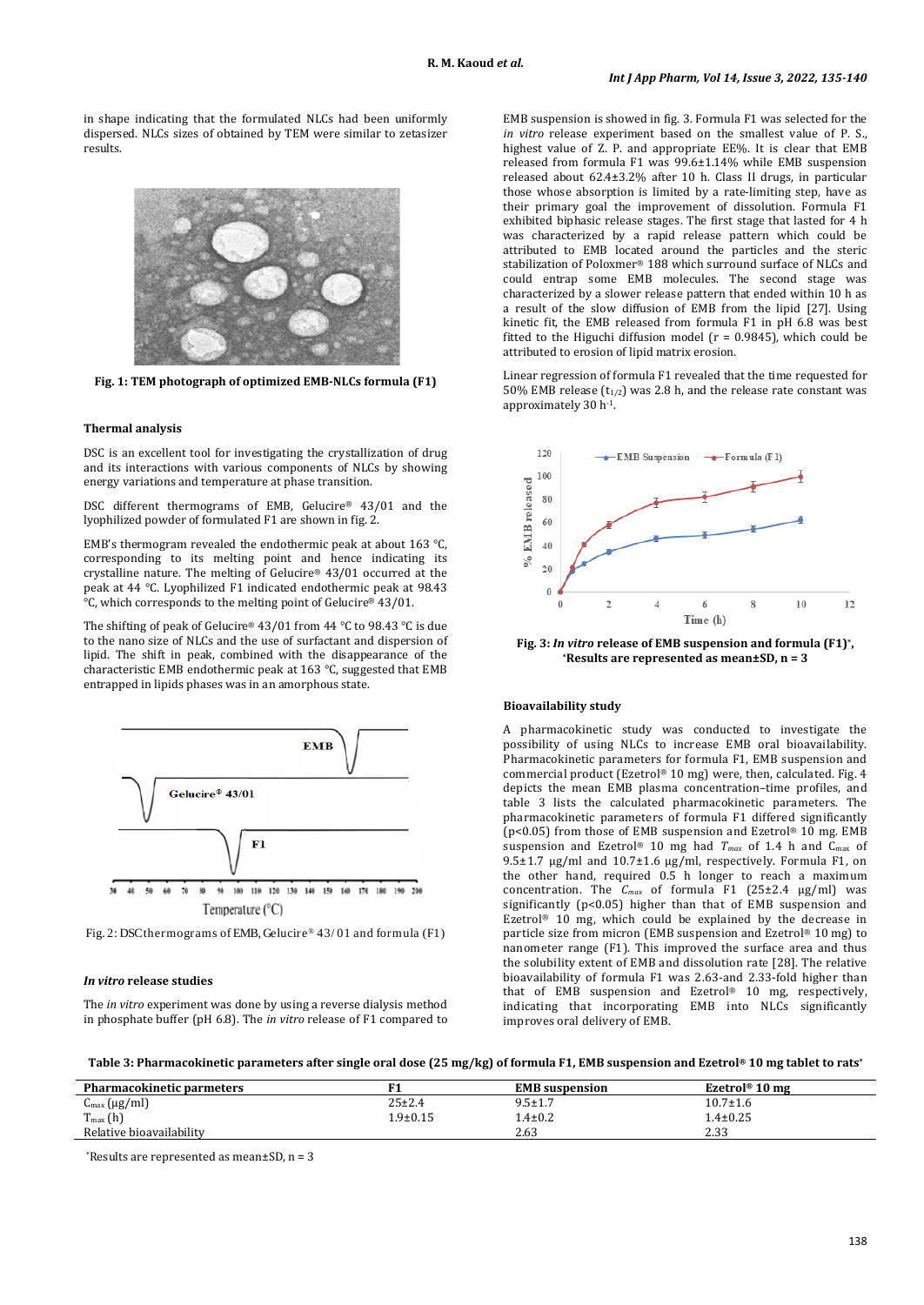in shape indicating that the formulated NLCs had been uniformly dispersed. NLCs sizes of obtained by TEM were similar to zetasizer results.

**Fig. 1: TEM photograph of optimized EMB-NLCs formula (F1)**

### Thermal analysis

DSC is an excellent tool for investigating the crystallization of drug and its interactions with various components of NLCs by showing energy variations and temperature at phase transition.

DSC different thermograms of EMB, Gelucire® 43/01 and the lyophilized powder of formulated F1 are shown in fig. 2.

EMB's thermogram revealed the endothermic peak at about 163 °C, corresponding to its melting point and hence indicating its crystalline nature. The melting of Gelucire® 43/01 occurred at the peak at 44 °C. Lyophilized F1 indicated endothermic peak at 98.43 °C, which corresponds to the melting point of Gelucire® 43/01.

The shifting of peak of Gelucire® 43/01 from 44 °C to 98.43 °C is due to the nano size of NLCs and the use of surfactant and dispersion of lipid. The shift in peak, combined with the disappearance of the characteristic EMB endothermic peak at 163 °C, suggested that EMB entrapped in lipids phases was in an amorphous state.

Fig. 2: DSC thermograms of EMB, Gelucire® 43/01 and formula (F1)

### *In vitro* release studies

The *in vitro* experiment was done by using a reverse dialysis method in phosphate buffer (pH 6.8). The *in vitro* release of F1 compared to EMB suspension is showed in fig. 3. Formula F1 was selected for the *in vitro* release experiment based on the smallest value of P. S., highest value of Z. P. and appropriate EE%. It is clear that EMB released from formula F1 was 99.6±1.14% while EMB suspension released about 62.4±3.2% after 10 h. Class II drugs, in particular those whose absorption is limited by a rate-limiting step, have as their primary goal the improvement of dissolution. Formula F1 exhibited biphasic release stages. The first stage that lasted for 4 h was characterized by a rapid release pattern which could be attributed to EMB located around the particles and the steric stabilization of Poloxmer® 188 which surround surface of NLCs and could entrap some EMB molecules. The second stage was characterized by a slower release pattern that ended within 10 h as a result of the slow diffusion of EMB from the lipid [27]. Using kinetic fit, the EMB released from formula F1 in pH 6.8 was best fitted to the Higuchi diffusion model (r = 0.9845), which could be attributed to erosion of lipid matrix erosion.

Linear regression of formula F1 revealed that the time requested for 50% EMB release ($t_{1/2}$) was 2.8 h, and the release rate constant was approximately 30 $h^{-1}$.

**Fig. 3: *In vitro* release of EMB suspension and formula (F1)*, *Results are represented as mean±SD, n = 3**

### Bioavailability study

A pharmacokinetic study was conducted to investigate the possibility of using NLCs to increase EMB oral bioavailability. Pharmacokinetic parameters for formula F1, EMB suspension and commercial product (Ezetrol® 10 mg) were, then, calculated. Fig. 4 depicts the mean EMB plasma concentration–time profiles, and table 3 lists the calculated pharmacokinetic parameters. The pharmacokinetic parameters of formula F1 differed significantly ($p<0.05$) from those of EMB suspension and Ezetrol® 10 mg. EMB suspension and Ezetrol® 10 mg had $T_{max}$ of 1.4 h and $C_{max}$ of 9.5±1.7 µg/ml and 10.7±1.6 µg/ml, respectively. Formula F1, on the other hand, required 0.5 h longer to reach a maximum concentration. The $C_{max}$ of formula F1 (25±2.4 µg/ml) was significantly ($p<0.05$) higher than that of EMB suspension and Ezetrol® 10 mg, which could be explained by the decrease in particle size from micron (EMB suspension and Ezetrol® 10 mg) to nanometer range (F1). This improved the surface area and thus the solubility extent of EMB and dissolution rate [28]. The relative bioavailability of formula F1 was 2.63-and 2.33-fold higher than that of EMB suspension and Ezetrol® 10 mg, respectively, indicating that incorporating EMB into NLCs significantly improves oral delivery of EMB.

**Table 3: Pharmacokinetic parameters after single oral dose (25 mg/kg) of formula F1, EMB suspension and Ezetrol® 10 mg tablet to rats***

| Pharmacokinetic parmeters | F1 | EMB suspension | Ezetrol® 10 mg |
|---|---|---|---|
| $C_{max}$ (µg/ml) | 25±2.4 | 9.5±1.7 | 10.7±1.6 |
| $T_{max}$ (h) | 1.9±0.15 | 1.4±0.2 | 1.4±0.25 |
| Relative bioavailability | | 2.63 | 2.33 |

*Results are represented as mean±SD, n = 3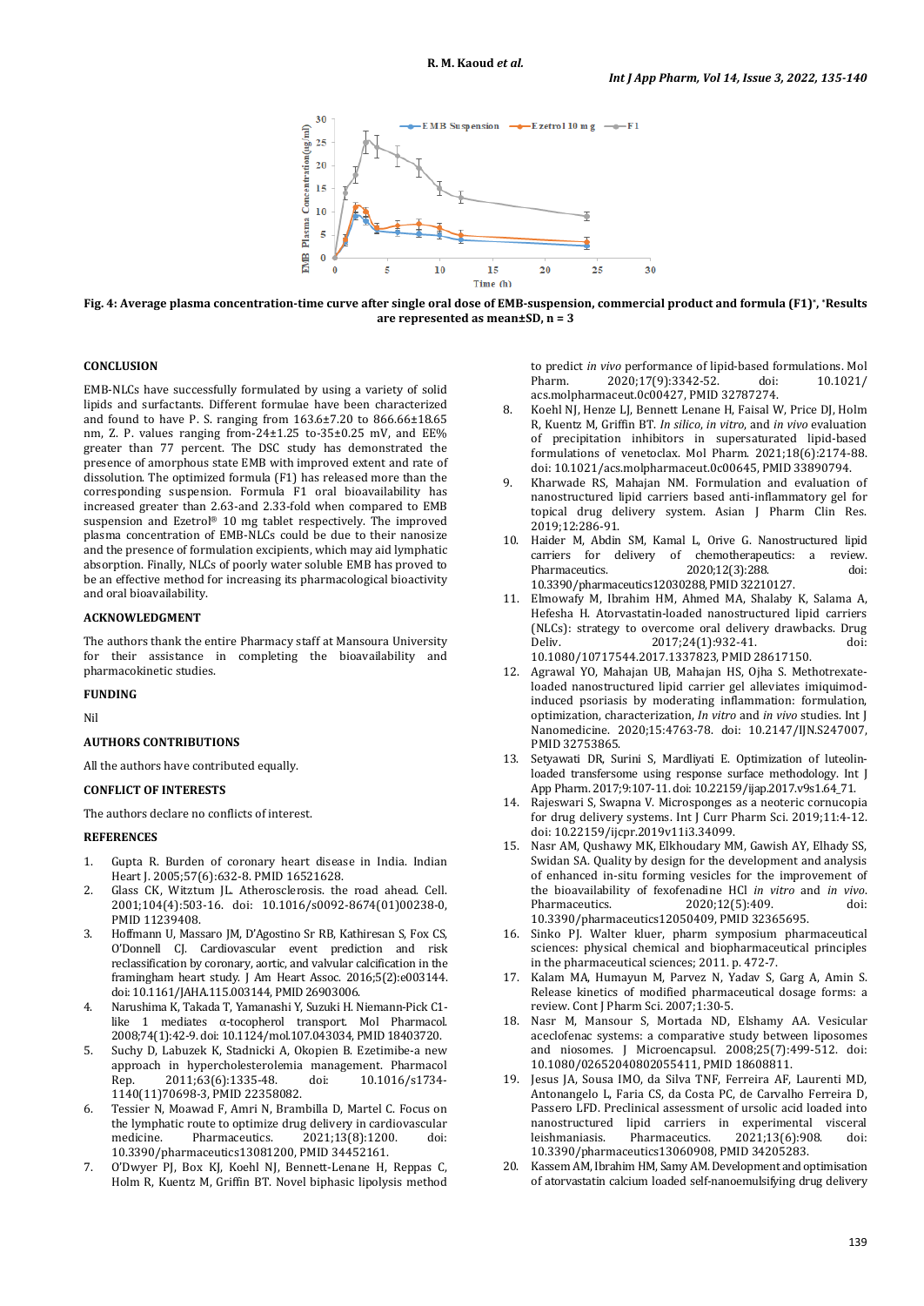Fig. 4: Average plasma concentration-time curve after single oral dose of EMB-suspension, commercial product and formula (F1)*, *Results are represented as mean±SD, n = 3

## CONCLUSION

EMB-NLCs have successfully formulated by using a variety of solid lipids and surfactants. Different formulae have been characterized and found to have P. S. ranging from 163.6±7.20 to 866.66±18.65 nm, Z. P. values ranging from-24±1.25 to-35±0.25 mV, and EE% greater than 77 percent. The DSC study has demonstrated the presence of amorphous state EMB with improved extent and rate of dissolution. The optimized formula (F1) has released more than the corresponding suspension. Formula F1 oral bioavailability has increased greater than 2.63-and 2.33-fold when compared to EMB suspension and Ezetrol® 10 mg tablet respectively. The improved plasma concentration of EMB-NLCs could be due to their nanosize and the presence of formulation excipients, which may aid lymphatic absorption. Finally, NLCs of poorly water soluble EMB has proved to be an effective method for increasing its pharmacological bioactivity and oral bioavailability.

## ACKNOWLEDGMENT

The authors thank the entire Pharmacy staff at Mansoura University for their assistance in completing the bioavailability and pharmacokinetic studies.

## FUNDING

Nil

## AUTHORS CONTRIBUTIONS

All the authors have contributed equally.

## CONFLICT OF INTERESTS

The authors declare no conflicts of interest.

## REFERENCES

1. Gupta R. Burden of coronary heart disease in India. Indian Heart J. 2005;57(6):632-8. PMID 16521628.
2. Glass CK, Witztum JL. Atherosclerosis. the road ahead. Cell. 2001;104(4):503-16. doi: 10.1016/s0092-8674(01)00238-0, PMID 11239408.
3. Hoffmann U, Massaro JM, D'Agostino Sr RB, Kathiresan S, Fox CS, O'Donnell CJ. Cardiovascular event prediction and risk reclassification by coronary, aortic, and valvular calcification in the framingham heart study. J Am Heart Assoc. 2016;5(2):e003144. doi: 10.1161/JAHA.115.003144, PMID 26903006.
4. Narushima K, Takada T, Yamanashi Y, Suzuki H. Niemann-Pick C1-like 1 mediates α-tocopherol transport. Mol Pharmacol. 2008;74(1):42-9. doi: 10.1124/mol.107.043034, PMID 18403720.
5. Suchy D, Labuzek K, Stadnicki A, Okopien B. Ezetimibe-a new approach in hypercholesterolemia management. Pharmacol Rep. 2011;63(6):1335-48. doi: 10.1016/s1734-1140(11)70698-3, PMID 22358082.
6. Tessier N, Moawad F, Amri N, Brambilla D, Martel C. Focus on the lymphatic route to optimize drug delivery in cardiovascular medicine. Pharmaceutics. 2021;13(8):1200. doi: 10.3390/pharmaceutics13081200, PMID 34452161.
7. O'Dwyer PJ, Box KJ, Koehl NJ, Bennett-Lenane H, Reppas C, Holm R, Kuentz M, Griffin BT. Novel biphasic lipolysis method to predict *in vivo* performance of lipid-based formulations. Mol Pharm. 2020;17(9):3342-52. doi: 10.1021/acs.molpharmaceut.0c00427, PMID 32787274.
8. Koehl NJ, Henze LJ, Bennett Lenane H, Faisal W, Price DJ, Holm R, Kuentz M, Griffin BT. *In silico*, *in vitro*, and *in vivo* evaluation of precipitation inhibitors in supersaturated lipid-based formulations of venetoclax. Mol Pharm. 2021;18(6):2174-88. doi: 10.1021/acs.molpharmaceut.0c00645, PMID 33890794.
9. Kharwade RS, Mahajan NM. Formulation and evaluation of nanostructured lipid carriers based anti-inflammatory gel for topical drug delivery system. Asian J Pharm Clin Res. 2019;12:286-91.
10. Haider M, Abdin SM, Kamal L, Orive G. Nanostructured lipid carriers for delivery of chemotherapeutics: a review. Pharmaceutics. 2020;12(3):288. doi: 10.3390/pharmaceutics12030288, PMID 32210127.
11. Elmowafy M, Ibrahim HM, Ahmed MA, Shalaby K, Salama A, Hefesha H. Atorvastatin-loaded nanostructured lipid carriers (NLCs): strategy to overcome oral delivery drawbacks. Drug Deliv. 2017;24(1):932-41. doi: 10.1080/10717544.2017.1337823, PMID 28617150.
12. Agrawal YO, Mahajan UB, Mahajan HS, Ojha S. Methotrexate-loaded nanostructured lipid carrier gel alleviates imiquimod-induced psoriasis by moderating inflammation: formulation, optimization, characterization, *In vitro* and *In vivo* studies. Int J Nanomedicine. 2020;15:4763-78. doi: 10.2147/IJN.S247007, PMID 32753865.
13. Setyawati DR, Surini S, Mardliyati E. Optimization of luteolin-loaded transfersome using response surface methodology. Int J App Pharm. 2017;9:107-11. doi: 10.22159/ijap.2017.v9s1.64_71.
14. Rajeswari S, Swapna V. Microsponges as a neoteric cornucopia for drug delivery systems. Int J Curr Pharm Sci. 2019;11:4-12. doi: 10.22159/ijcpr.2019v11i3.34099.
15. Nasr AM, Qushawy MK, Elkhoudary MM, Gawish AY, Elhady SS, Swidan SA. Quality by design for the development and analysis of enhanced in-situ forming vesicles for the improvement of the bioavailability of fexofenadine HCl *in vitro* and *in vivo*. Pharmaceutics. 2020;12(5):409. doi: 10.3390/pharmaceutics12050409, PMID 32365695.
16. Sinko PJ. Walter kluer, pharm symposium pharmaceutical sciences: physical chemical and biopharmaceutical principles in the pharmaceutical sciences; 2011. p. 472-7.
17. Kalam MA, Humayun M, Parvez N, Yadav S, Garg A, Amin S. Release kinetics of modified pharmaceutical dosage forms: a review. Cont J Pharm Sci. 2007;1:30-5.
18. Nasr M, Mansour S, Mortada ND, Elshamy AA. Vesicular aceclofenac systems: a comparative study between liposomes and niosomes. J Microencapsul. 2008;25(7):499-512. doi: 10.1080/02652040802055411, PMID 18608811.
19. Jesus JA, Sousa IMO, da Silva TNF, Ferreira AF, Laurenti MD, Antonangelo L, Faria CS, da Costa PC, de Carvalho Ferreira D, Passero LFD. Preclinical assessment of ursolic acid loaded into nanostructured lipid carriers in experimental visceral leishmaniasis. Pharmaceutics. 2021;13(6):908. doi: 10.3390/pharmaceutics13060908, PMID 34205283.
20. Kassem AM, Ibrahim HM, Samy AM. Development and optimisation of atorvastatin calcium loaded self-nanoemulsifying drug delivery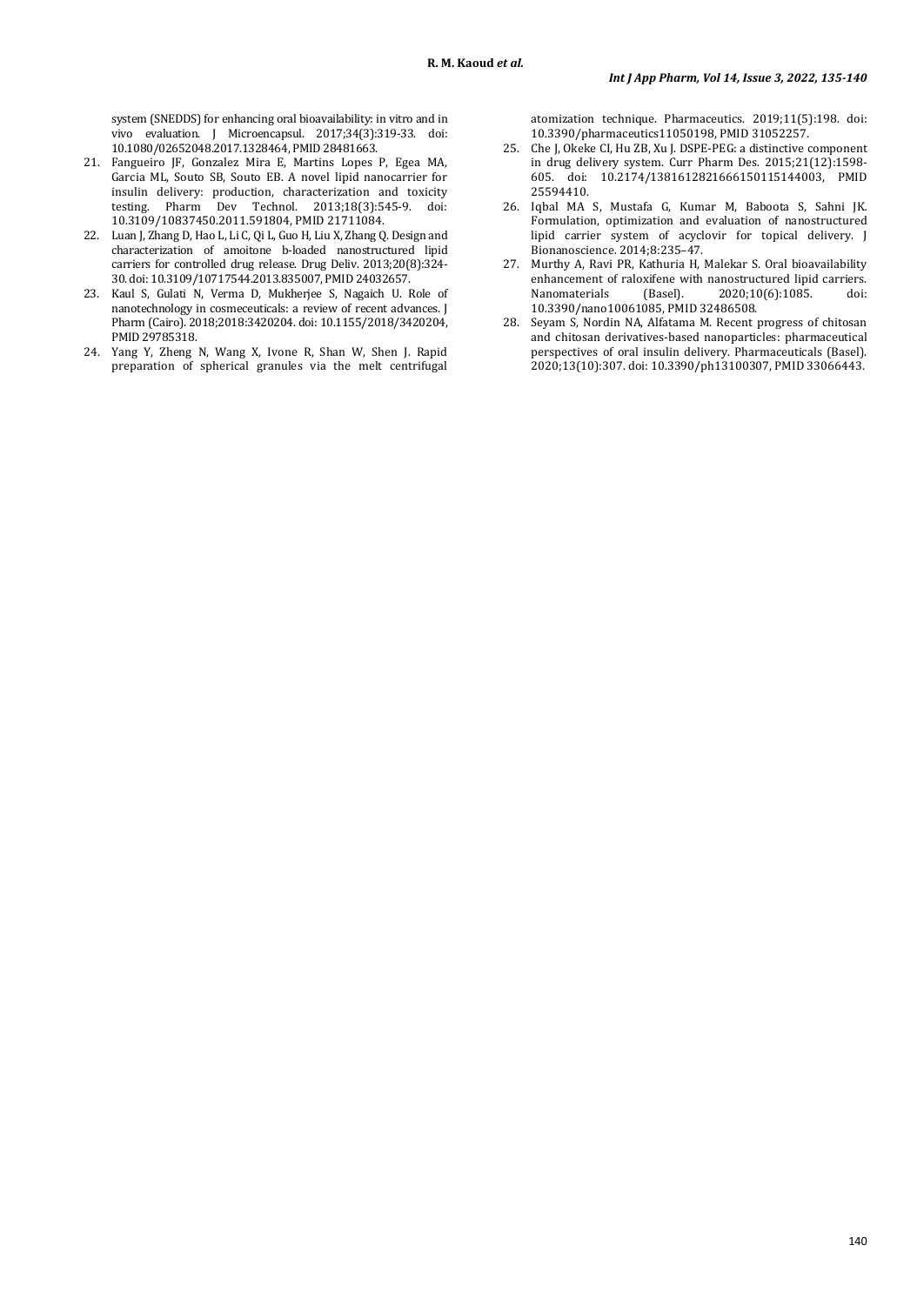system (SNEDDS) for enhancing oral bioavailability: in vitro and in vivo evaluation. J Microencapsul. 2017;34(3):319-33. doi: 10.1080/02652048.2017.1328464, PMID 28481663.

21. Fangueiro JF, Gonzalez Mira E, Martins Lopes P, Egea MA, Garcia ML, Souto SB, Souto EB. A novel lipid nanocarrier for insulin delivery: production, characterization and toxicity testing. Pharm Dev Technol. 2013;18(3):545-9. doi: 10.3109/10837450.2011.591804, PMID 21711084.
22. Luan J, Zhang D, Hao L, Li C, Qi L, Guo H, Liu X, Zhang Q. Design and characterization of amoitone b-loaded nanostructured lipid carriers for controlled drug release. Drug Deliv. 2013;20(8):324-30. doi: 10.3109/10717544.2013.835007, PMID 24032657.
23. Kaul S, Gulati N, Verma D, Mukherjee S, Nagaich U. Role of nanotechnology in cosmeceuticals: a review of recent advances. J Pharm (Cairo). 2018;2018:3420204. doi: 10.1155/2018/3420204, PMID 29785318.
24. Yang Y, Zheng N, Wang X, Ivone R, Shan W, Shen J. Rapid preparation of spherical granules via the melt centrifugal atomization technique. Pharmaceutics. 2019;11(5):198. doi: 10.3390/pharmaceutics11050198, PMID 31052257.
25. Che J, Okeke CI, Hu ZB, Xu J. DSPE-PEG: a distinctive component in drug delivery system. Curr Pharm Des. 2015;21(12):1598-605. doi: 10.2174/1381612821666150115144003, PMID 25594410.
26. Iqbal MA S, Mustafa G, Kumar M, Baboota S, Sahni JK. Formulation, optimization and evaluation of nanostructured lipid carrier system of acyclovir for topical delivery. J Bionanoscience. 2014;8:235–47.
27. Murthy A, Ravi PR, Kathuria H, Malekar S. Oral bioavailability enhancement of raloxifene with nanostructured lipid carriers. Nanomaterials (Basel). 2020;10(6):1085. doi: 10.3390/nano10061085, PMID 32486508.
28. Seyam S, Nordin NA, Alfatama M. Recent progress of chitosan and chitosan derivatives-based nanoparticles: pharmaceutical perspectives of oral insulin delivery. Pharmaceuticals (Basel). 2020;13(10):307. doi: 10.3390/ph13100307, PMID 33066443.